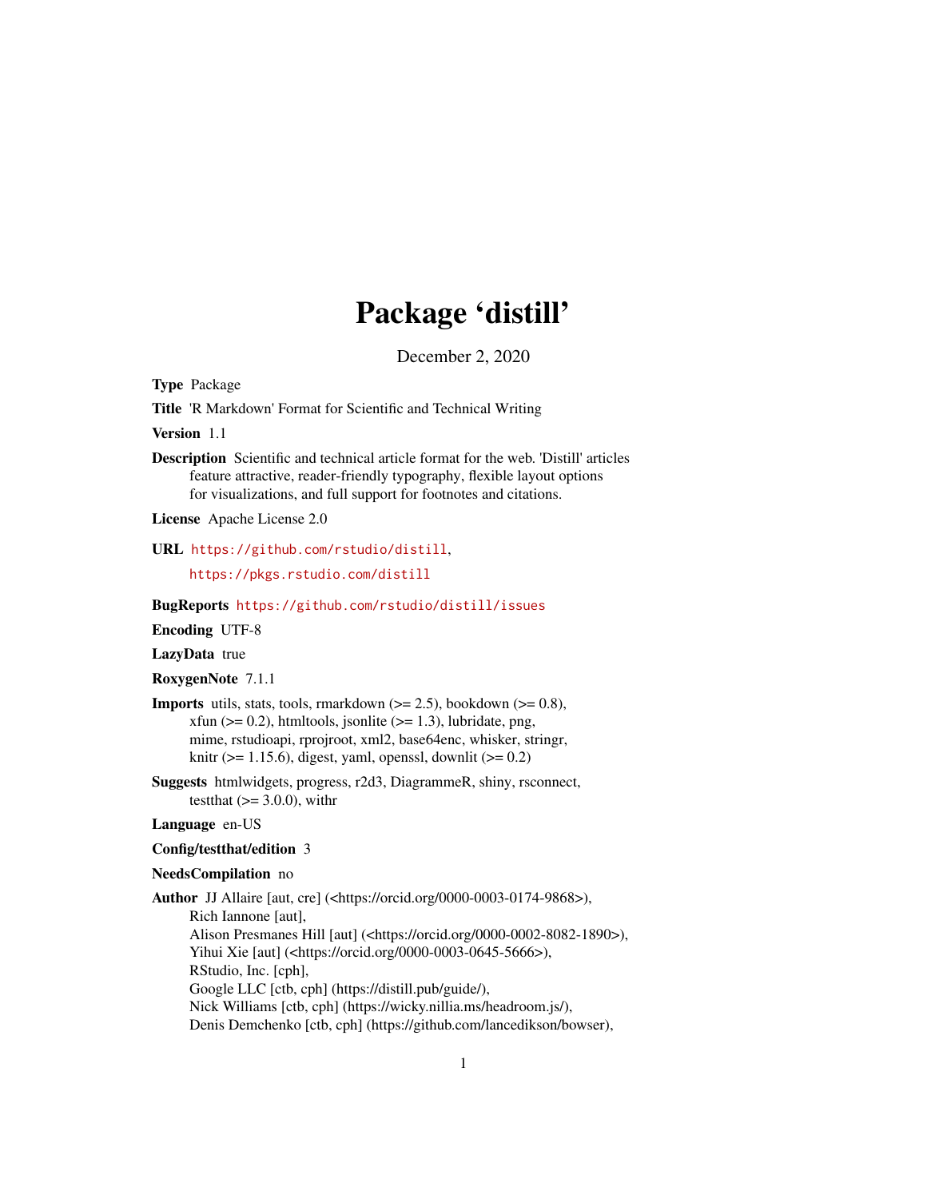# Package 'distill'

December 2, 2020

**Type** Package

**Title** 'R Markdown' Format for Scientific and Technical Writing

**Version** 1.1

**Description** Scientific and technical article format for the web. 'Distill' articles feature attractive, reader-friendly typography, flexible layout options for visualizations, and full support for footnotes and citations.

**License** Apache License 2.0

**URL** https://github.com/rstudio/distill,
https://pkgs.rstudio.com/distill

**BugReports** https://github.com/rstudio/distill/issues

**Encoding** UTF-8

**LazyData** true

**RoxygenNote** 7.1.1

**Imports** utils, stats, tools, rmarkdown (>= 2.5), bookdown (>= 0.8), xfun (>= 0.2), htmltools, jsonlite (>= 1.3), lubridate, png, mime, rstudioapi, rprojroot, xml2, base64enc, whisker, stringr, knitr (>= 1.15.6), digest, yaml, openssl, downlit (>= 0.2)

**Suggests** htmlwidgets, progress, r2d3, DiagrammeR, shiny, rsconnect, testthat (>= 3.0.0), withr

**Language** en-US

**Config/testthat/edition** 3

**NeedsCompilation** no

**Author** JJ Allaire [aut, cre] (<https://orcid.org/0000-0003-0174-9868>),
Rich Iannone [aut],
Alison Presmanes Hill [aut] (<https://orcid.org/0000-0002-8082-1890>),
Yihui Xie [aut] (<https://orcid.org/0000-0003-0645-5666>),
RStudio, Inc. [cph],
Google LLC [ctb, cph] (https://distill.pub/guide/),
Nick Williams [ctb, cph] (https://wicky.nillia.ms/headroom.js/),
Denis Demchenko [ctb, cph] (https://github.com/lancedikson/bowser),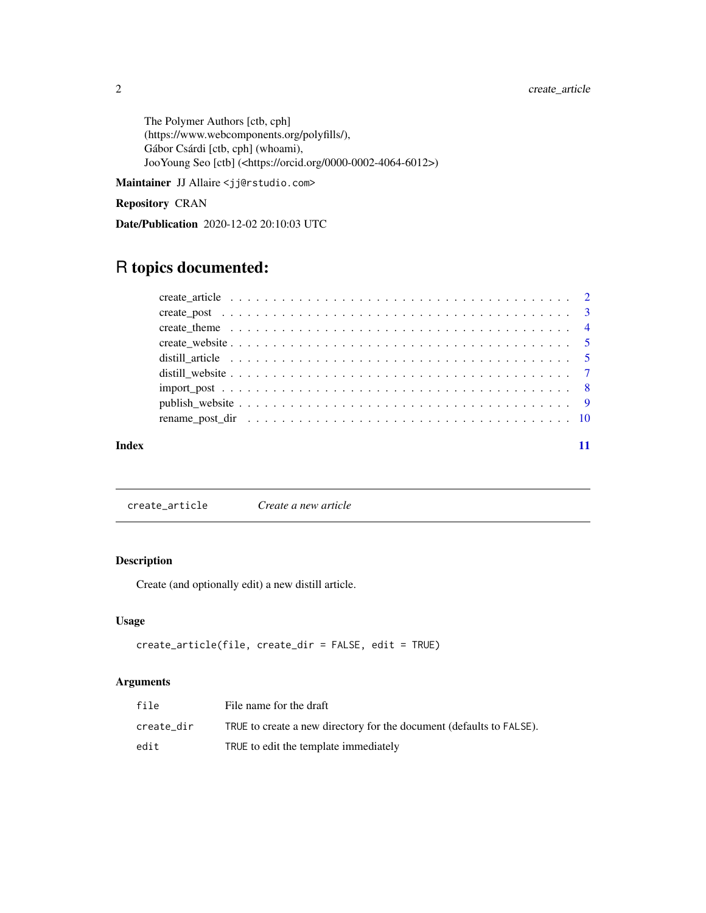The Polymer Authors [ctb, cph] (https://www.webcomponents.org/polyfills/),
Gábor Csárdi [ctb, cph] (whoami),
JooYoung Seo [ctb] (<https://orcid.org/0000-0002-4064-6012>)

**Maintainer** JJ Allaire <jj@rstudio.com>

**Repository** CRAN

**Date/Publication** 2020-12-02 20:10:03 UTC

# R topics documented:

- create_article . . . . . . . . . . . . . . . . . . . . . . . . . . . . . . . . . . . . 2
- create_post . . . . . . . . . . . . . . . . . . . . . . . . . . . . . . . . . . . . 3
- create_theme . . . . . . . . . . . . . . . . . . . . . . . . . . . . . . . . . . . . 4
- create_website . . . . . . . . . . . . . . . . . . . . . . . . . . . . . . . . . . . . 5
- distill_article . . . . . . . . . . . . . . . . . . . . . . . . . . . . . . . . . . . . 5
- distill_website . . . . . . . . . . . . . . . . . . . . . . . . . . . . . . . . . . . . 7
- import_post . . . . . . . . . . . . . . . . . . . . . . . . . . . . . . . . . . . . 8
- publish_website . . . . . . . . . . . . . . . . . . . . . . . . . . . . . . . . . . . . 9
- rename_post_dir . . . . . . . . . . . . . . . . . . . . . . . . . . . . . . . . . . . . 10

**Index** 11

---

## create_article — *Create a new article*

### Description

Create (and optionally edit) a new distill article.

### Usage

```
create_article(file, create_dir = FALSE, edit = TRUE)
```

### Arguments

| | |
|---|---|
| file | File name for the draft |
| create_dir | TRUE to create a new directory for the document (defaults to FALSE). |
| edit | TRUE to edit the template immediately |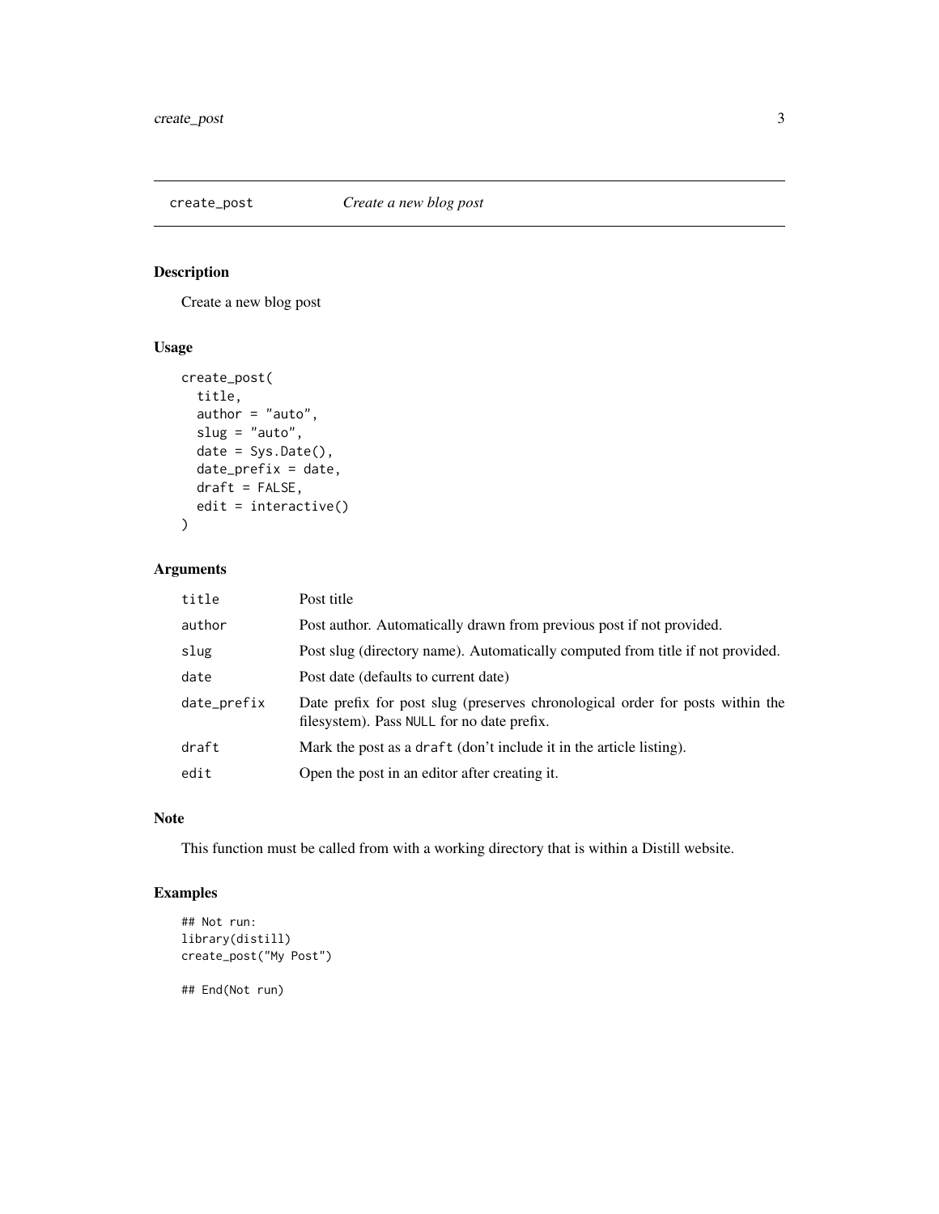## create_post — *Create a new blog post*

### Description

Create a new blog post

### Usage

```
create_post(
  title,
  author = "auto",
  slug = "auto",
  date = Sys.Date(),
  date_prefix = date,
  draft = FALSE,
  edit = interactive()
)
```

### Arguments

| Argument | Description |
|---|---|
| `title` | Post title |
| `author` | Post author. Automatically drawn from previous post if not provided. |
| `slug` | Post slug (directory name). Automatically computed from title if not provided. |
| `date` | Post date (defaults to current date) |
| `date_prefix` | Date prefix for post slug (preserves chronological order for posts within the filesystem). Pass `NULL` for no date prefix. |
| `draft` | Mark the post as a `draft` (don't include it in the article listing). |
| `edit` | Open the post in an editor after creating it. |

### Note

This function must be called from with a working directory that is within a Distill website.

### Examples

```
## Not run:
library(distill)
create_post("My Post")

## End(Not run)
```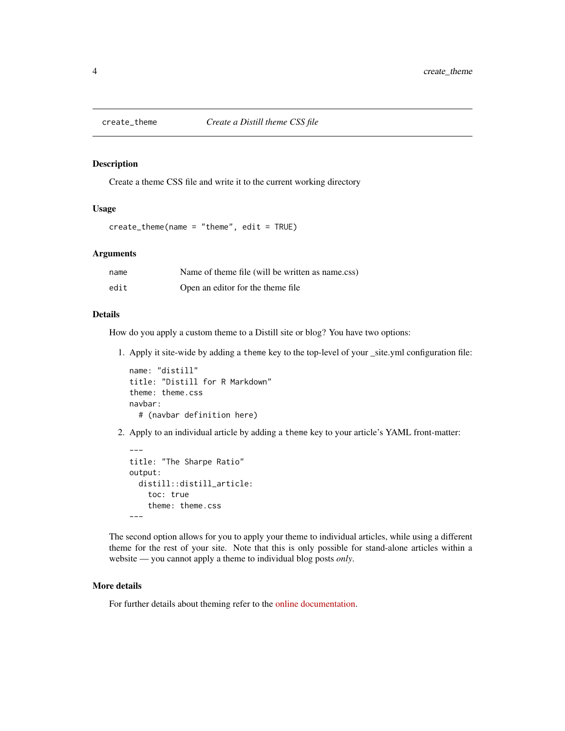## create_theme — *Create a Distill theme CSS file*

### Description

Create a theme CSS file and write it to the current working directory

### Usage

```
create_theme(name = "theme", edit = TRUE)
```

### Arguments

| | |
|---|---|
| `name` | Name of theme file (will be written as name.css) |
| `edit` | Open an editor for the theme file |

### Details

How do you apply a custom theme to a Distill site or blog? You have two options:

1. Apply it site-wide by adding a `theme` key to the top-level of your _site.yml configuration file:

```
name: "distill"
title: "Distill for R Markdown"
theme: theme.css
navbar:
  # (navbar definition here)
```

2. Apply to an individual article by adding a `theme` key to your article's YAML front-matter:

```
---
title: "The Sharpe Ratio"
output:
  distill::distill_article:
    toc: true
    theme: theme.css
---
```

The second option allows for you to apply your theme to individual articles, while using a different theme for the rest of your site. Note that this is only possible for stand-alone articles within a website — you cannot apply a theme to individual blog posts *only*.

### More details

For further details about theming refer to the online documentation.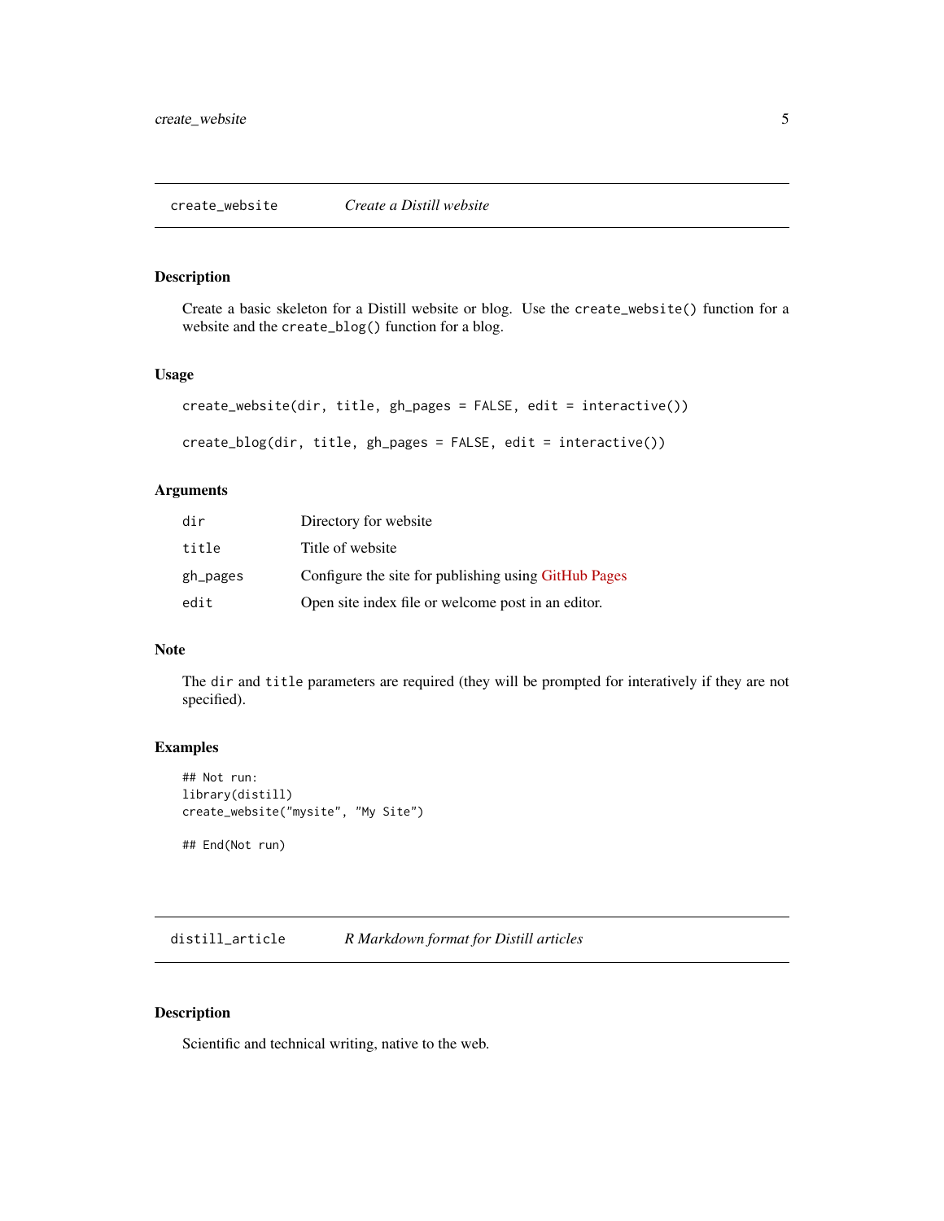## create_website — *Create a Distill website*

### Description

Create a basic skeleton for a Distill website or blog. Use the `create_website()` function for a website and the `create_blog()` function for a blog.

### Usage

```
create_website(dir, title, gh_pages = FALSE, edit = interactive())

create_blog(dir, title, gh_pages = FALSE, edit = interactive())
```

### Arguments

| | |
|---|---|
| `dir` | Directory for website |
| `title` | Title of website |
| `gh_pages` | Configure the site for publishing using GitHub Pages |
| `edit` | Open site index file or welcome post in an editor. |

### Note

The `dir` and `title` parameters are required (they will be prompted for interatively if they are not specified).

### Examples

```
## Not run:
library(distill)
create_website("mysite", "My Site")

## End(Not run)
```

## distill_article — *R Markdown format for Distill articles*

### Description

Scientific and technical writing, native to the web.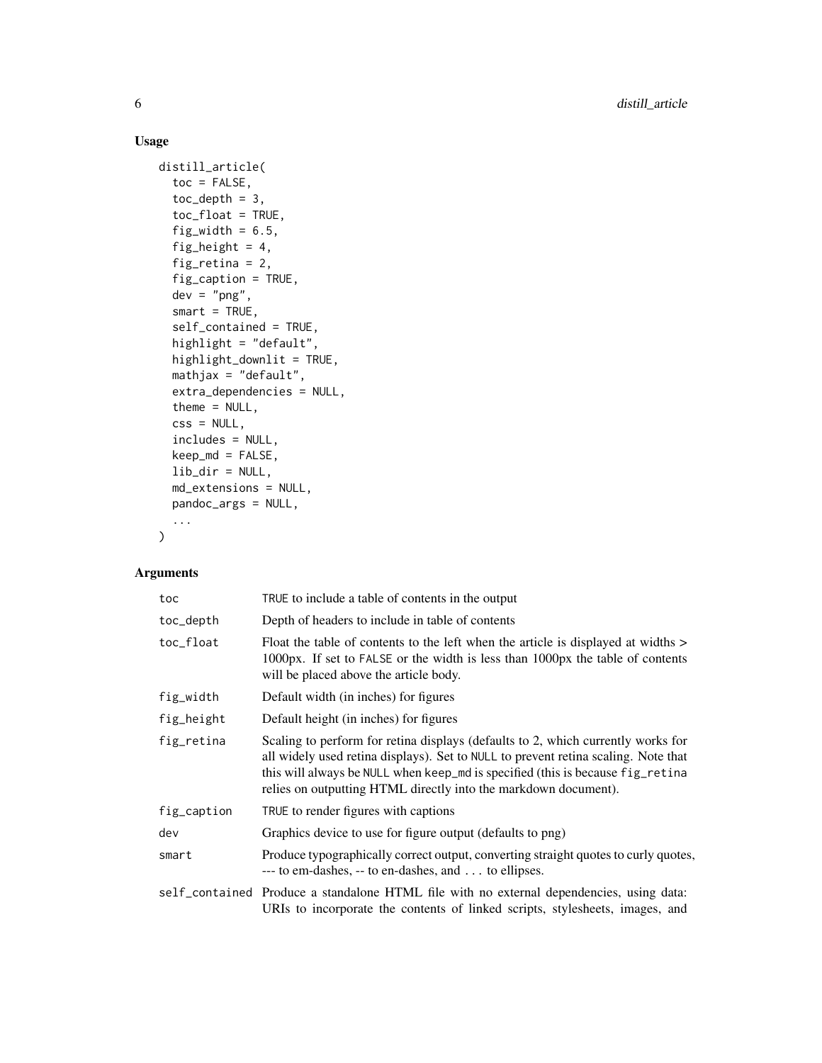## Usage

```
distill_article(
  toc = FALSE,
  toc_depth = 3,
  toc_float = TRUE,
  fig_width = 6.5,
  fig_height = 4,
  fig_retina = 2,
  fig_caption = TRUE,
  dev = "png",
  smart = TRUE,
  self_contained = TRUE,
  highlight = "default",
  highlight_downlit = TRUE,
  mathjax = "default",
  extra_dependencies = NULL,
  theme = NULL,
  css = NULL,
  includes = NULL,
  keep_md = FALSE,
  lib_dir = NULL,
  md_extensions = NULL,
  pandoc_args = NULL,
  ...
)
```

## Arguments

| | |
|---|---|
| `toc` | `TRUE` to include a table of contents in the output |
| `toc_depth` | Depth of headers to include in table of contents |
| `toc_float` | Float the table of contents to the left when the article is displayed at widths > 1000px. If set to `FALSE` or the width is less than 1000px the table of contents will be placed above the article body. |
| `fig_width` | Default width (in inches) for figures |
| `fig_height` | Default height (in inches) for figures |
| `fig_retina` | Scaling to perform for retina displays (defaults to 2, which currently works for all widely used retina displays). Set to `NULL` to prevent retina scaling. Note that this will always be `NULL` when `keep_md` is specified (this is because `fig_retina` relies on outputting HTML directly into the markdown document). |
| `fig_caption` | `TRUE` to render figures with captions |
| `dev` | Graphics device to use for figure output (defaults to png) |
| `smart` | Produce typographically correct output, converting straight quotes to curly quotes, --- to em-dashes, -- to en-dashes, and ... to ellipses. |
| `self_contained` | Produce a standalone HTML file with no external dependencies, using data: URIs to incorporate the contents of linked scripts, stylesheets, images, and |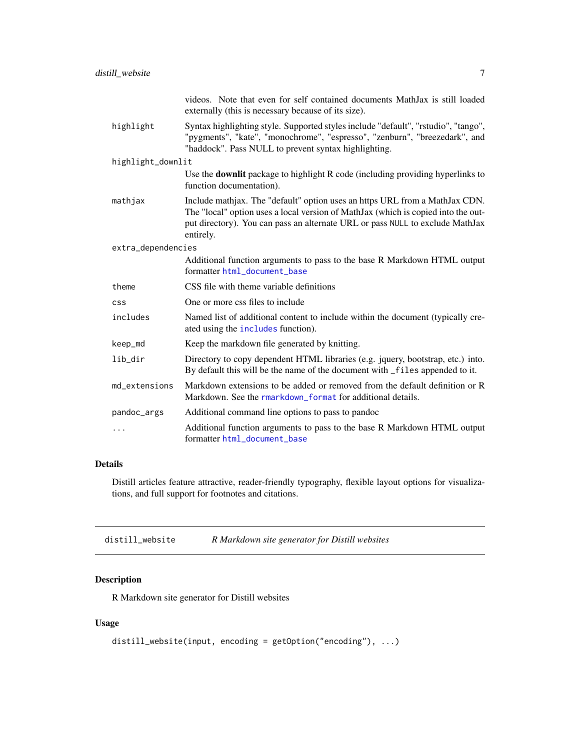videos. Note that even for self contained documents MathJax is still loaded externally (this is necessary because of its size).

| | |
|---|---|
| `highlight` | Syntax highlighting style. Supported styles include "default", "rstudio", "tango", "pygments", "kate", "monochrome", "espresso", "zenburn", "breezedark", and "haddock". Pass NULL to prevent syntax highlighting. |
| `highlight_downlit` | Use the **downlit** package to highlight R code (including providing hyperlinks to function documentation). |
| `mathjax` | Include mathjax. The "default" option uses an https URL from a MathJax CDN. The "local" option uses a local version of MathJax (which is copied into the output directory). You can pass an alternate URL or pass `NULL` to exclude MathJax entirely. |
| `extra_dependencies` | Additional function arguments to pass to the base R Markdown HTML output formatter `html_document_base` |
| `theme` | CSS file with theme variable definitions |
| `css` | One or more css files to include |
| `includes` | Named list of additional content to include within the document (typically created using the `includes` function). |
| `keep_md` | Keep the markdown file generated by knitting. |
| `lib_dir` | Directory to copy dependent HTML libraries (e.g. jquery, bootstrap, etc.) into. By default this will be the name of the document with `_files` appended to it. |
| `md_extensions` | Markdown extensions to be added or removed from the default definition or R Markdown. See the `rmarkdown_format` for additional details. |
| `pandoc_args` | Additional command line options to pass to pandoc |
| `...` | Additional function arguments to pass to the base R Markdown HTML output formatter `html_document_base` |

## Details

Distill articles feature attractive, reader-friendly typography, flexible layout options for visualizations, and full support for footnotes and citations.

---

# `distill_website` — *R Markdown site generator for Distill websites*

## Description

R Markdown site generator for Distill websites

## Usage

```
distill_website(input, encoding = getOption("encoding"), ...)
```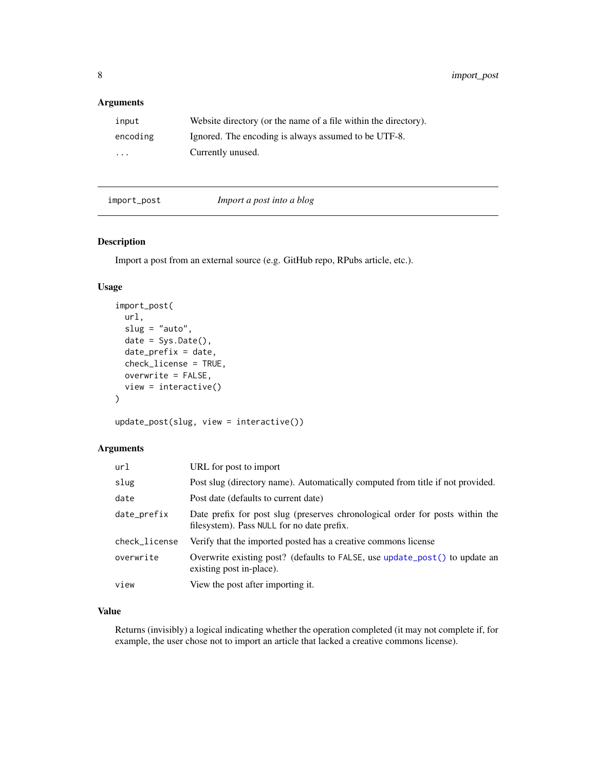### Arguments

| | |
|---|---|
| `input` | Website directory (or the name of a file within the directory). |
| `encoding` | Ignored. The encoding is always assumed to be UTF-8. |
| `...` | Currently unused. |

---

## import_post — *Import a post into a blog*

### Description

Import a post from an external source (e.g. GitHub repo, RPubs article, etc.).

### Usage

```
import_post(
  url,
  slug = "auto",
  date = Sys.Date(),
  date_prefix = date,
  check_license = TRUE,
  overwrite = FALSE,
  view = interactive()
)

update_post(slug, view = interactive())
```

### Arguments

| | |
|---|---|
| `url` | URL for post to import |
| `slug` | Post slug (directory name). Automatically computed from title if not provided. |
| `date` | Post date (defaults to current date) |
| `date_prefix` | Date prefix for post slug (preserves chronological order for posts within the filesystem). Pass `NULL` for no date prefix. |
| `check_license` | Verify that the imported posted has a creative commons license |
| `overwrite` | Overwrite existing post? (defaults to `FALSE`, use `update_post()` to update an existing post in-place). |
| `view` | View the post after importing it. |

### Value

Returns (invisibly) a logical indicating whether the operation completed (it may not complete if, for example, the user chose not to import an article that lacked a creative commons license).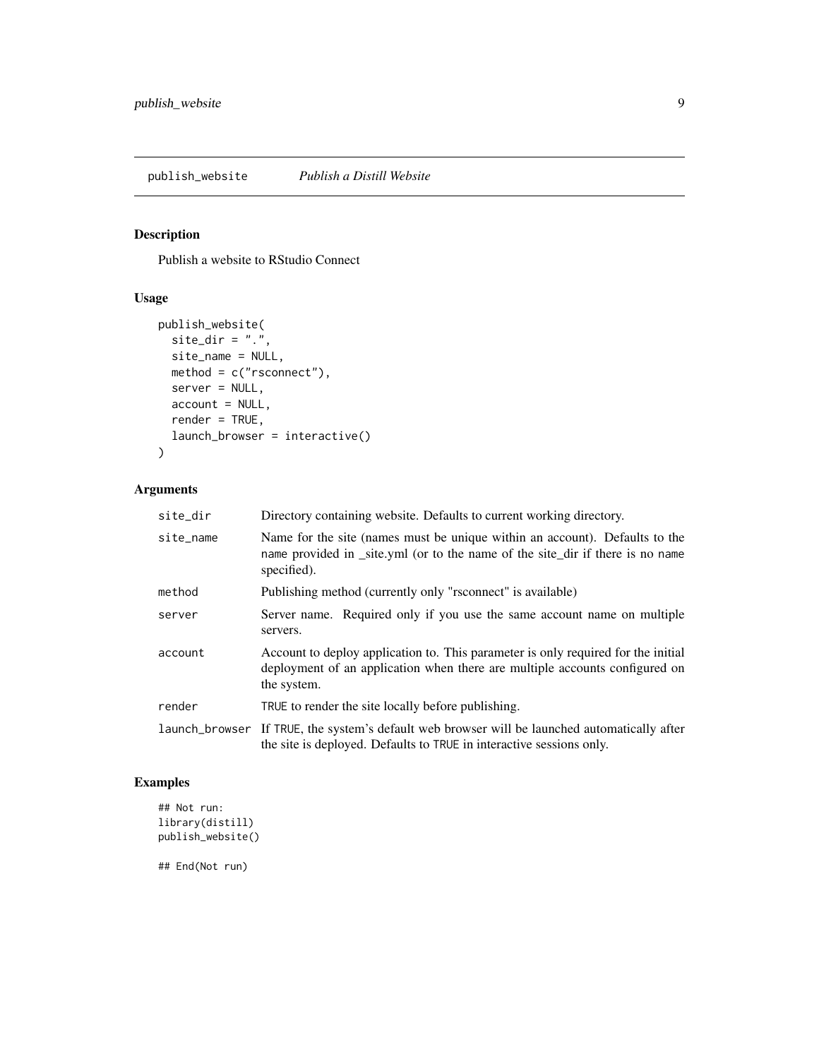## publish_website — *Publish a Distill Website*

### Description

Publish a website to RStudio Connect

### Usage

```
publish_website(
  site_dir = ".",
  site_name = NULL,
  method = c("rsconnect"),
  server = NULL,
  account = NULL,
  render = TRUE,
  launch_browser = interactive()
)
```

### Arguments

| Argument | Description |
|---|---|
| site_dir | Directory containing website. Defaults to current working directory. |
| site_name | Name for the site (names must be unique within an account). Defaults to the `name` provided in _site.yml (or to the name of the site_dir if there is no `name` specified). |
| method | Publishing method (currently only "rsconnect" is available) |
| server | Server name. Required only if you use the same account name on multiple servers. |
| account | Account to deploy application to. This parameter is only required for the initial deployment of an application when there are multiple accounts configured on the system. |
| render | `TRUE` to render the site locally before publishing. |
| launch_browser | If `TRUE`, the system's default web browser will be launched automatically after the site is deployed. Defaults to `TRUE` in interactive sessions only. |

### Examples

```
## Not run:
library(distill)
publish_website()

## End(Not run)
```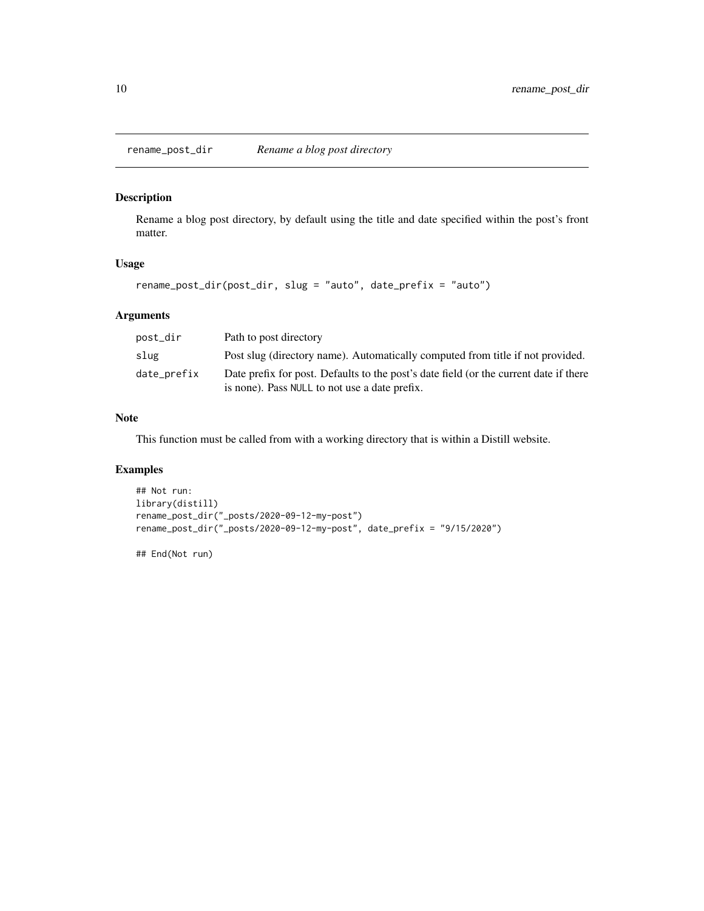## rename_post_dir *Rename a blog post directory*

### Description

Rename a blog post directory, by default using the title and date specified within the post's front matter.

### Usage

```
rename_post_dir(post_dir, slug = "auto", date_prefix = "auto")
```

### Arguments

| | |
|---|---|
| post_dir | Path to post directory |
| slug | Post slug (directory name). Automatically computed from title if not provided. |
| date_prefix | Date prefix for post. Defaults to the post's date field (or the current date if there is none). Pass NULL to not use a date prefix. |

### Note

This function must be called from with a working directory that is within a Distill website.

### Examples

```
## Not run:
library(distill)
rename_post_dir("_posts/2020-09-12-my-post")
rename_post_dir("_posts/2020-09-12-my-post", date_prefix = "9/15/2020")

## End(Not run)
```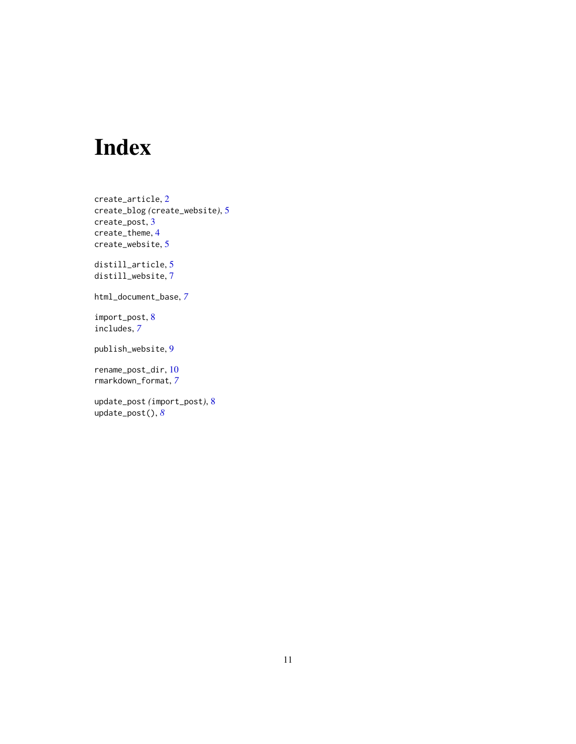# Index

create_article, 2
create_blog (create_website), 5
create_post, 3
create_theme, 4
create_website, 5

distill_article, 5
distill_website, 7

html_document_base, *7*

import_post, 8
includes, *7*

publish_website, 9

rename_post_dir, 10
rmarkdown_format, *7*

update_post (import_post), 8
update_post(), *8*